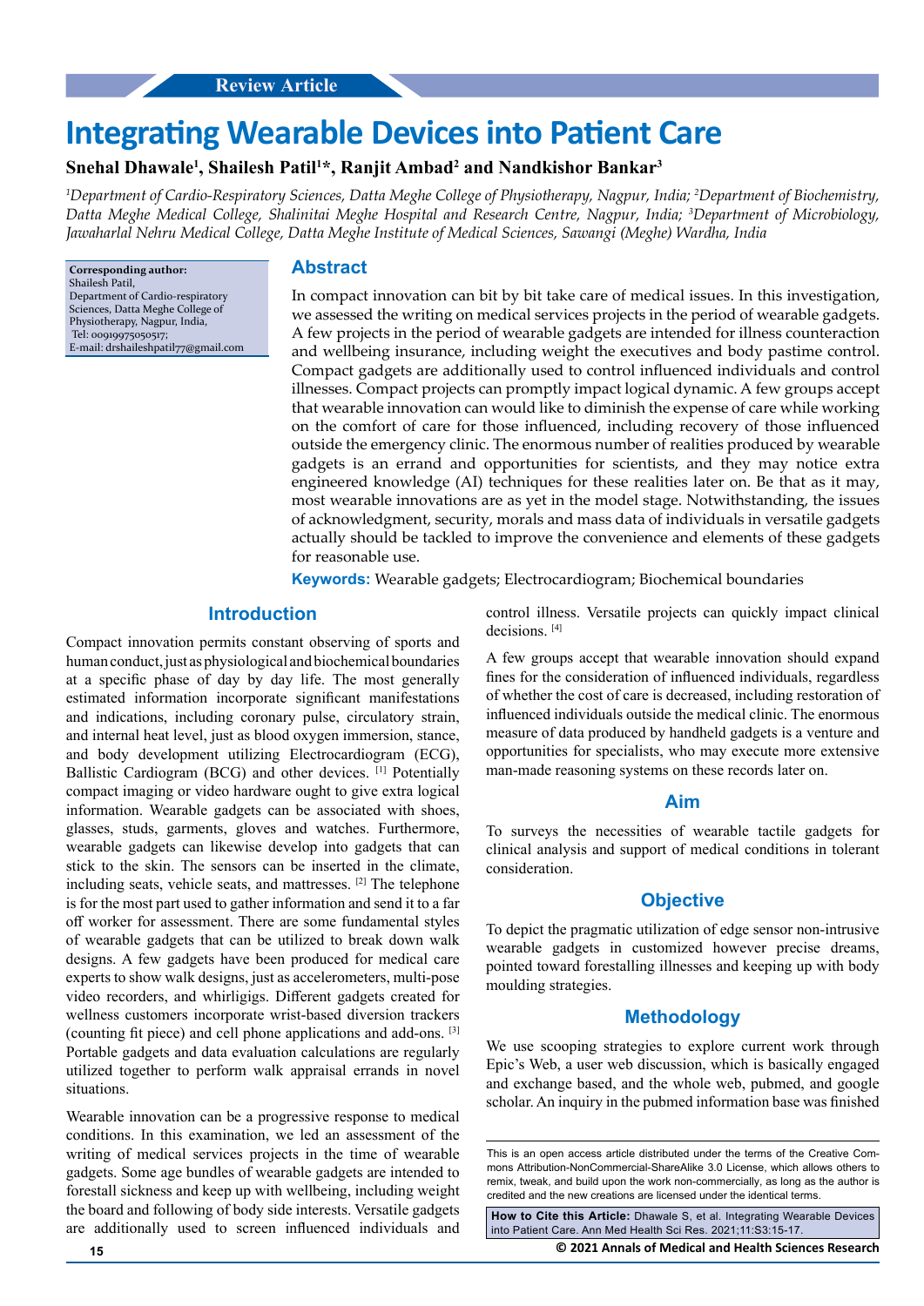Review Article

# Integrating Wearable Devices into Patient Care

**Snehal Dhawale[1], Shailesh Patil[1]\*, Ranjit Ambad[2] and Nandkishor Bankar[3]**

*[1]Department of Cardio-Respiratory Sciences, Datta Meghe College of Physiotherapy, Nagpur, India; [2]Department of Biochemistry, Datta Meghe Medical College, Shalinitai Meghe Hospital and Research Centre, Nagpur, India; [3]Department of Microbiology, Jawaharlal Nehru Medical College, Datta Meghe Institute of Medical Sciences, Sawangi (Meghe) Wardha, India*

**Corresponding author:**
Shailesh Patil,
Department of Cardio-respiratory Sciences, Datta Meghe College of Physiotherapy, Nagpur, India,
Tel: 00919975050517;
E-mail: drshaileshpatil77@gmail.com

## Abstract

In compact innovation can bit by bit take care of medical issues. In this investigation, we assessed the writing on medical services projects in the period of wearable gadgets. A few projects in the period of wearable gadgets are intended for illness counteraction and wellbeing insurance, including weight the executives and body pastime control. Compact gadgets are additionally used to control influenced individuals and control illnesses. Compact projects can promptly impact logical dynamic. A few groups accept that wearable innovation can would like to diminish the expense of care while working on the comfort of care for those influenced, including recovery of those influenced outside the emergency clinic. The enormous number of realities produced by wearable gadgets is an errand and opportunities for scientists, and they may notice extra engineered knowledge (AI) techniques for these realities later on. Be that as it may, most wearable innovations are as yet in the model stage. Notwithstanding, the issues of acknowledgment, security, morals and mass data of individuals in versatile gadgets actually should be tackled to improve the convenience and elements of these gadgets for reasonable use.

**Keywords:** Wearable gadgets; Electrocardiogram; Biochemical boundaries

## Introduction

Compact innovation permits constant observing of sports and human conduct, just as physiological and biochemical boundaries at a specific phase of day by day life. The most generally estimated information incorporate significant manifestations and indications, including coronary pulse, circulatory strain, and internal heat level, just as blood oxygen immersion, stance, and body development utilizing Electrocardiogram (ECG), Ballistic Cardiogram (BCG) and other devices. [1] Potentially compact imaging or video hardware ought to give extra logical information. Wearable gadgets can be associated with shoes, glasses, studs, garments, gloves and watches. Furthermore, wearable gadgets can likewise develop into gadgets that can stick to the skin. The sensors can be inserted in the climate, including seats, vehicle seats, and mattresses. [2] The telephone is for the most part used to gather information and send it to a far off worker for assessment. There are some fundamental styles of wearable gadgets that can be utilized to break down walk designs. A few gadgets have been produced for medical care experts to show walk designs, just as accelerometers, multi-pose video recorders, and whirligigs. Different gadgets created for wellness customers incorporate wrist-based diversion trackers (counting fit piece) and cell phone applications and add-ons. [3] Portable gadgets and data evaluation calculations are regularly utilized together to perform walk appraisal errands in novel situations.

Wearable innovation can be a progressive response to medical conditions. In this examination, we led an assessment of the writing of medical services projects in the time of wearable gadgets. Some age bundles of wearable gadgets are intended to forestall sickness and keep up with wellbeing, including weight the board and following of body side interests. Versatile gadgets are additionally used to screen influenced individuals and control illness. Versatile projects can quickly impact clinical decisions. [4]

A few groups accept that wearable innovation should expand fines for the consideration of influenced individuals, regardless of whether the cost of care is decreased, including restoration of influenced individuals outside the medical clinic. The enormous measure of data produced by handheld gadgets is a venture and opportunities for specialists, who may execute more extensive man-made reasoning systems on these records later on.

## Aim

To surveys the necessities of wearable tactile gadgets for clinical analysis and support of medical conditions in tolerant consideration.

## Objective

To depict the pragmatic utilization of edge sensor non-intrusive wearable gadgets in customized however precise dreams, pointed toward forestalling illnesses and keeping up with body moulding strategies.

## Methodology

We use scooping strategies to explore current work through Epic's Web, a user web discussion, which is basically engaged and exchange based, and the whole web, pubmed, and google scholar. An inquiry in the pubmed information base was finished

This is an open access article distributed under the terms of the Creative Commons Attribution-NonCommercial-ShareAlike 3.0 License, which allows others to remix, tweak, and build upon the work non-commercially, as long as the author is credited and the new creations are licensed under the identical terms.

**How to Cite this Article:** Dhawale S, et al. Integrating Wearable Devices into Patient Care. Ann Med Health Sci Res. 2021;11:S3:15-17.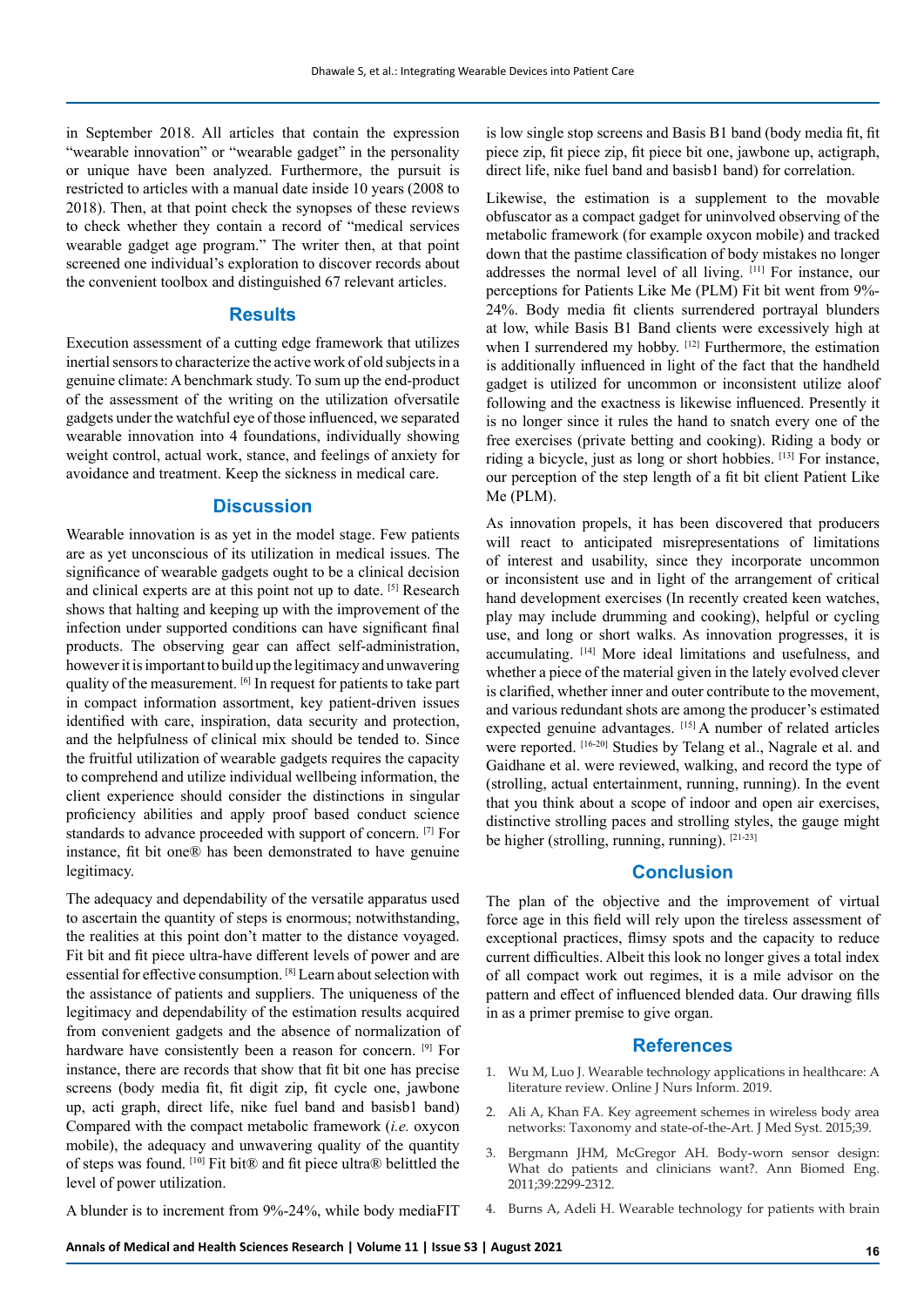in September 2018. All articles that contain the expression "wearable innovation" or "wearable gadget" in the personality or unique have been analyzed. Furthermore, the pursuit is restricted to articles with a manual date inside 10 years (2008 to 2018). Then, at that point check the synopses of these reviews to check whether they contain a record of "medical services wearable gadget age program." The writer then, at that point screened one individual's exploration to discover records about the convenient toolbox and distinguished 67 relevant articles.

## Results

Execution assessment of a cutting edge framework that utilizes inertial sensors to characterize the active work of old subjects in a genuine climate: A benchmark study. To sum up the end-product of the assessment of the writing on the utilization ofversatile gadgets under the watchful eye of those influenced, we separated wearable innovation into 4 foundations, individually showing weight control, actual work, stance, and feelings of anxiety for avoidance and treatment. Keep the sickness in medical care.

## Discussion

Wearable innovation is as yet in the model stage. Few patients are as yet unconscious of its utilization in medical issues. The significance of wearable gadgets ought to be a clinical decision and clinical experts are at this point not up to date. [5] Research shows that halting and keeping up with the improvement of the infection under supported conditions can have significant final products. The observing gear can affect self-administration, however it is important to build up the legitimacy and unwavering quality of the measurement. [6] In request for patients to take part in compact information assortment, key patient-driven issues identified with care, inspiration, data security and protection, and the helpfulness of clinical mix should be tended to. Since the fruitful utilization of wearable gadgets requires the capacity to comprehend and utilize individual wellbeing information, the client experience should consider the distinctions in singular proficiency abilities and apply proof based conduct science standards to advance proceeded with support of concern. [7] For instance, fit bit one® has been demonstrated to have genuine legitimacy.

The adequacy and dependability of the versatile apparatus used to ascertain the quantity of steps is enormous; notwithstanding, the realities at this point don't matter to the distance voyaged. Fit bit and fit piece ultra-have different levels of power and are essential for effective consumption. [8] Learn about selection with the assistance of patients and suppliers. The uniqueness of the legitimacy and dependability of the estimation results acquired from convenient gadgets and the absence of normalization of hardware have consistently been a reason for concern. [9] For instance, there are records that show that fit bit one has precise screens (body media fit, fit digit zip, fit cycle one, jawbone up, acti graph, direct life, nike fuel band and basisb1 band) Compared with the compact metabolic framework (*i.e.* oxycon mobile), the adequacy and unwavering quality of the quantity of steps was found. [10] Fit bit® and fit piece ultra® belittled the level of power utilization.

A blunder is to increment from 9%-24%, while body mediaFIT is low single stop screens and Basis B1 band (body media fit, fit piece zip, fit piece zip, fit piece bit one, jawbone up, actigraph, direct life, nike fuel band and basisb1 band) for correlation.

Likewise, the estimation is a supplement to the movable obfuscator as a compact gadget for uninvolved observing of the metabolic framework (for example oxycon mobile) and tracked down that the pastime classification of body mistakes no longer addresses the normal level of all living. [11] For instance, our perceptions for Patients Like Me (PLM) Fit bit went from 9%-24%. Body media fit clients surrendered portrayal blunders at low, while Basis B1 Band clients were excessively high at when I surrendered my hobby. [12] Furthermore, the estimation is additionally influenced in light of the fact that the handheld gadget is utilized for uncommon or inconsistent utilize aloof following and the exactness is likewise influenced. Presently it is no longer since it rules the hand to snatch every one of the free exercises (private betting and cooking). Riding a body or riding a bicycle, just as long or short hobbies. [13] For instance, our perception of the step length of a fit bit client Patient Like Me (PLM).

As innovation propels, it has been discovered that producers will react to anticipated misrepresentations of limitations of interest and usability, since they incorporate uncommon or inconsistent use and in light of the arrangement of critical hand development exercises (In recently created keen watches, play may include drumming and cooking), helpful or cycling use, and long or short walks. As innovation progresses, it is accumulating. [14] More ideal limitations and usefulness, and whether a piece of the material given in the lately evolved clever is clarified, whether inner and outer contribute to the movement, and various redundant shots are among the producer's estimated expected genuine advantages. [15] A number of related articles were reported. [16-20] Studies by Telang et al., Nagrale et al. and Gaidhane et al. were reviewed, walking, and record the type of (strolling, actual entertainment, running, running). In the event that you think about a scope of indoor and open air exercises, distinctive strolling paces and strolling styles, the gauge might be higher (strolling, running, running). [21-23]

## Conclusion

The plan of the objective and the improvement of virtual force age in this field will rely upon the tireless assessment of exceptional practices, flimsy spots and the capacity to reduce current difficulties. Albeit this look no longer gives a total index of all compact work out regimes, it is a mile advisor on the pattern and effect of influenced blended data. Our drawing fills in as a primer premise to give organ.

## References

1. Wu M, Luo J. Wearable technology applications in healthcare: A literature review. Online J Nurs Inform. 2019.
2. Ali A, Khan FA. Key agreement schemes in wireless body area networks: Taxonomy and state-of-the-Art. J Med Syst. 2015;39.
3. Bergmann JHM, McGregor AH. Body-worn sensor design: What do patients and clinicians want?. Ann Biomed Eng. 2011;39:2299-2312.
4. Burns A, Adeli H. Wearable technology for patients with brain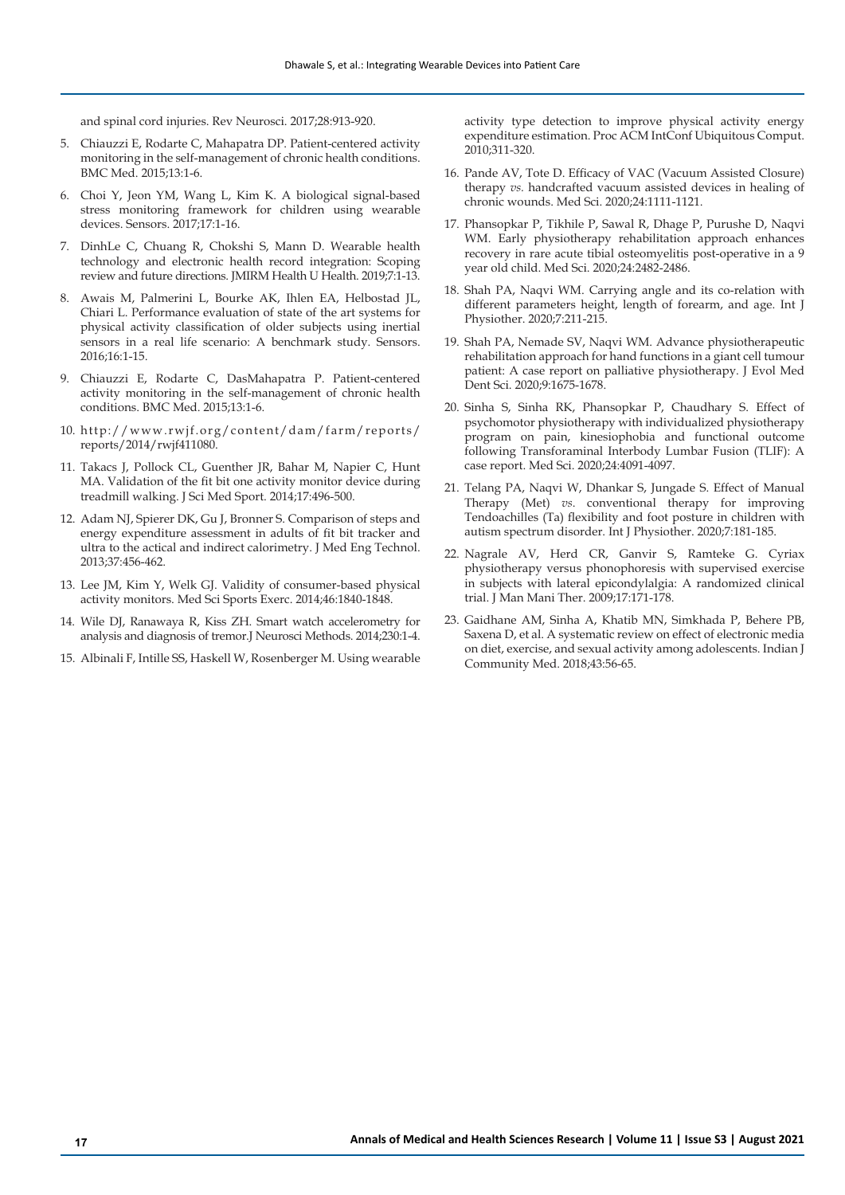and spinal cord injuries. Rev Neurosci. 2017;28:913-920.

5. Chiauzzi E, Rodarte C, Mahapatra DP. Patient-centered activity monitoring in the self-management of chronic health conditions. BMC Med. 2015;13:1-6.
6. Choi Y, Jeon YM, Wang L, Kim K. A biological signal-based stress monitoring framework for children using wearable devices. Sensors. 2017;17:1-16.
7. DinhLe C, Chuang R, Chokshi S, Mann D. Wearable health technology and electronic health record integration: Scoping review and future directions. JMIRM Health U Health. 2019;7:1-13.
8. Awais M, Palmerini L, Bourke AK, Ihlen EA, Helbostad JL, Chiari L. Performance evaluation of state of the art systems for physical activity classification of older subjects using inertial sensors in a real life scenario: A benchmark study. Sensors. 2016;16:1-15.
9. Chiauzzi E, Rodarte C, DasMahapatra P. Patient-centered activity monitoring in the self-management of chronic health conditions. BMC Med. 2015;13:1-6.
10. http://www.rwjf.org/content/dam/farm/reports/reports/2014/rwjf411080.
11. Takacs J, Pollock CL, Guenther JR, Bahar M, Napier C, Hunt MA. Validation of the fit bit one activity monitor device during treadmill walking. J Sci Med Sport. 2014;17:496-500.
12. Adam NJ, Spierer DK, Gu J, Bronner S. Comparison of steps and energy expenditure assessment in adults of fit bit tracker and ultra to the actical and indirect calorimetry. J Med Eng Technol. 2013;37:456-462.
13. Lee JM, Kim Y, Welk GJ. Validity of consumer-based physical activity monitors. Med Sci Sports Exerc. 2014;46:1840-1848.
14. Wile DJ, Ranawaya R, Kiss ZH. Smart watch accelerometry for analysis and diagnosis of tremor.J Neurosci Methods. 2014;230:1-4.
15. Albinali F, Intille SS, Haskell W, Rosenberger M. Using wearable activity type detection to improve physical activity energy expenditure estimation. Proc ACM IntConf Ubiquitous Comput. 2010;311-320.
16. Pande AV, Tote D. Efficacy of VAC (Vacuum Assisted Closure) therapy *vs.* handcrafted vacuum assisted devices in healing of chronic wounds. Med Sci. 2020;24:1111-1121.
17. Phansopkar P, Tikhile P, Sawal R, Dhage P, Purushe D, Naqvi WM. Early physiotherapy rehabilitation approach enhances recovery in rare acute tibial osteomyelitis post-operative in a 9 year old child. Med Sci. 2020;24:2482-2486.
18. Shah PA, Naqvi WM. Carrying angle and its co-relation with different parameters height, length of forearm, and age. Int J Physiother. 2020;7:211-215.
19. Shah PA, Nemade SV, Naqvi WM. Advance physiotherapeutic rehabilitation approach for hand functions in a giant cell tumour patient: A case report on palliative physiotherapy. J Evol Med Dent Sci. 2020;9:1675-1678.
20. Sinha S, Sinha RK, Phansopkar P, Chaudhary S. Effect of psychomotor physiotherapy with individualized physiotherapy program on pain, kinesiophobia and functional outcome following Transforaminal Interbody Lumbar Fusion (TLIF): A case report. Med Sci. 2020;24:4091-4097.
21. Telang PA, Naqvi W, Dhankar S, Jungade S. Effect of Manual Therapy (Met) *vs.* conventional therapy for improving Tendoachilles (Ta) flexibility and foot posture in children with autism spectrum disorder. Int J Physiother. 2020;7:181-185.
22. Nagrale AV, Herd CR, Ganvir S, Ramteke G. Cyriax physiotherapy versus phonophoresis with supervised exercise in subjects with lateral epicondylalgia: A randomized clinical trial. J Man Mani Ther. 2009;17:171-178.
23. Gaidhane AM, Sinha A, Khatib MN, Simkhada P, Behere PB, Saxena D, et al. A systematic review on effect of electronic media on diet, exercise, and sexual activity among adolescents. Indian J Community Med. 2018;43:56-65.